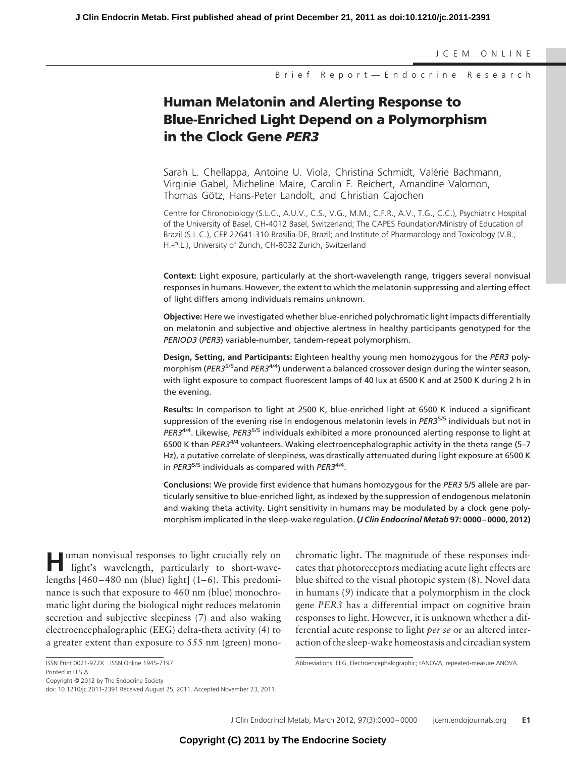Brief Report—Endocrine Research

# Human Melatonin and Alerting Response to Blue-Enriched Light Depend on a Polymorphism in the Clock Gene *PER3*

Sarah L. Chellappa, Antoine U. Viola, Christina Schmidt, Valérie Bachmann, Virginie Gabel, Micheline Maire, Carolin F. Reichert, Amandine Valomon, Thomas Götz, Hans-Peter Landolt, and Christian Cajochen

Centre for Chronobiology (S.L.C., A.U.V., C.S., V.G., M.M., C.F.R., A.V., T.G., C.C.), Psychiatric Hospital of the University of Basel, CH-4012 Basel, Switzerland; The CAPES Foundation/Ministry of Education of Brazil (S.L.C.), CEP 22641-310 Brasilia-DF, Brazil; and Institute of Pharmacology and Toxicology (V.B., H.-P.L.), University of Zurich, CH-8032 Zurich, Switzerland

**Context:** Light exposure, particularly at the short-wavelength range, triggers several nonvisual responses in humans. However, the extent to which the melatonin-suppressing and alerting effect of light differs among individuals remains unknown.

**Objective:** Here we investigated whether blue-enriched polychromatic light impacts differentially on melatonin and subjective and objective alertness in healthy participants genotyped for the *PERIOD3* (*PER3*) variable-number, tandem-repeat polymorphism.

**Design, Setting, and Participants:** Eighteen healthy young men homozygous for the *PER3* polymorphism (*PER3*$^{5/5}$and *PER3*$^{4/4}$) underwent a balanced crossover design during the winter season, with light exposure to compact fluorescent lamps of 40 lux at 6500 K and at 2500 K during 2 h in the evening.

**Results:** In comparison to light at 2500 K, blue-enriched light at 6500 K induced a significant suppression of the evening rise in endogenous melatonin levels in *PER3*$^{5/5}$ individuals but not in *PER3*$^{4/4}$. Likewise, *PER3*$^{5/5}$ individuals exhibited a more pronounced alerting response to light at 6500 K than *PER3*$^{4/4}$ volunteers. Waking electroencephalographic activity in the theta range (5–7 Hz), a putative correlate of sleepiness, was drastically attenuated during light exposure at 6500 K in *PER3*$^{5/5}$ individuals as compared with *PER3*$^{4/4}$.

**Conclusions:** We provide first evidence that humans homozygous for the *PER3* 5/5 allele are particularly sensitive to blue-enriched light, as indexed by the suppression of endogenous melatonin and waking theta activity. Light sensitivity in humans may be modulated by a clock gene polymorphism implicated in the sleep-wake regulation. **(*J Clin Endocrinol Metab* 97: 0000–0000, 2012)**

Human nonvisual responses to light crucially rely on light's wavelength, particularly to short-wavelengths [460–480 nm (blue) light] (1–6). This predominance is such that exposure to 460 nm (blue) monochromatic light during the biological night reduces melatonin secretion and subjective sleepiness (7) and also waking electroencephalographic (EEG) delta-theta activity (4) to a greater extent than exposure to 555 nm (green) monochromatic light. The magnitude of these responses indicates that photoreceptors mediating acute light effects are blue shifted to the visual photopic system (8). Novel data in humans (9) indicate that a polymorphism in the clock gene *PER3* has a differential impact on cognitive brain responses to light. However, it is unknown whether a differential acute response to light *per se* or an altered interaction of the sleep-wake homeostasis and circadian system

ISSN Print 0021-972X ISSN Online 1945-7197
Printed in U.S.A.
Copyright © 2012 by The Endocrine Society
doi: 10.1210/jc.2011-2391 Received August 25, 2011. Accepted November 23, 2011.

Abbreviations: EEG, Electroencephalographic; rANOVA, repeated-measure ANOVA.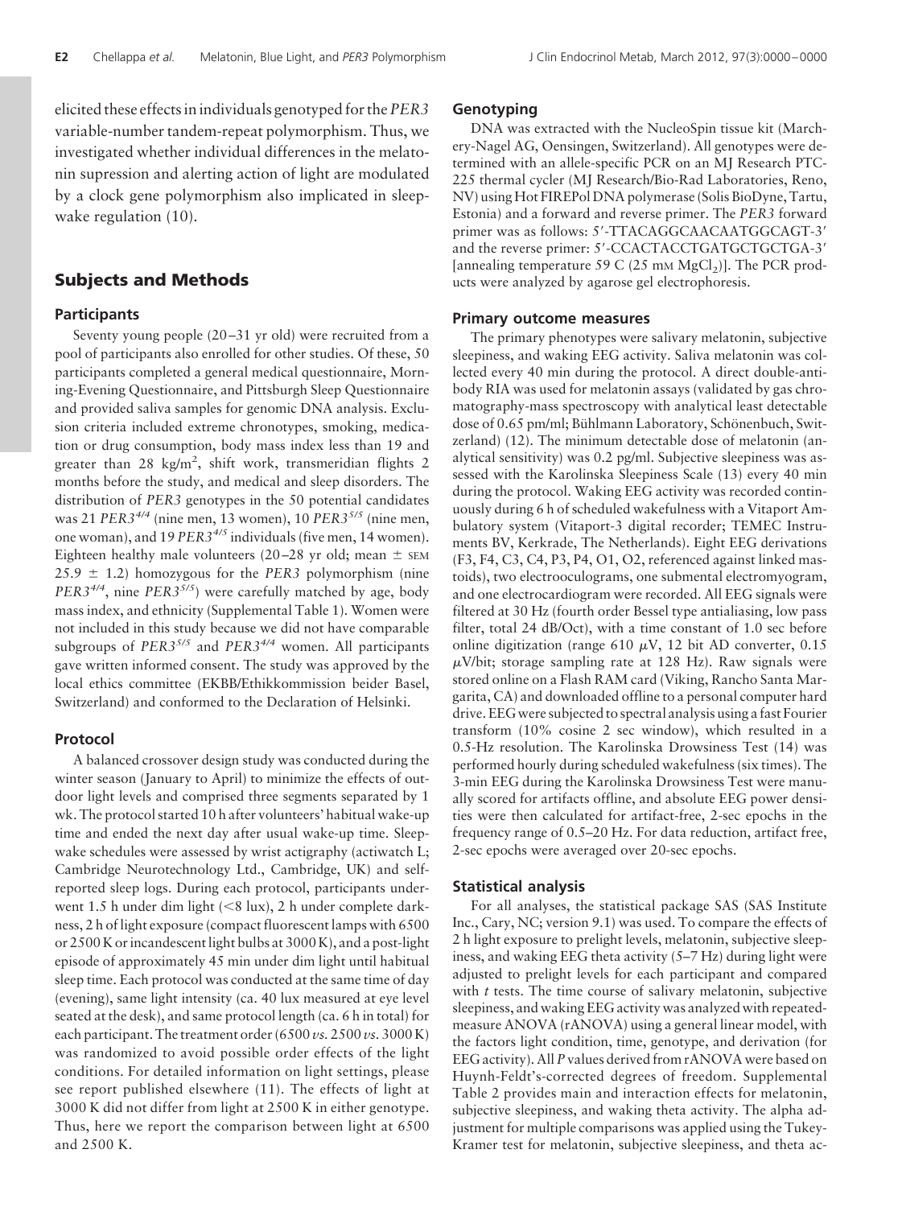elicited these effects in individuals genotyped for the *PER3* variable-number tandem-repeat polymorphism. Thus, we investigated whether individual differences in the melatonin supression and alerting action of light are modulated by a clock gene polymorphism also implicated in sleep-wake regulation (10).

## Subjects and Methods

### Participants

Seventy young people (20–31 yr old) were recruited from a pool of participants also enrolled for other studies. Of these, 50 participants completed a general medical questionnaire, Morning-Evening Questionnaire, and Pittsburgh Sleep Questionnaire and provided saliva samples for genomic DNA analysis. Exclusion criteria included extreme chronotypes, smoking, medication or drug consumption, body mass index less than 19 and greater than 28 kg/m$^2$, shift work, transmeridian flights 2 months before the study, and medical and sleep disorders. The distribution of *PER3* genotypes in the 50 potential candidates was 21 $PER3^{4/4}$ (nine men, 13 women), 10 $PER3^{5/5}$ (nine men, one woman), and 19 $PER3^{4/5}$ individuals (five men, 14 women). Eighteen healthy male volunteers (20–28 yr old; mean $\pm$ SEM 25.9 $\pm$ 1.2) homozygous for the *PER3* polymorphism (nine $PER3^{4/4}$, nine $PER3^{5/5}$) were carefully matched by age, body mass index, and ethnicity (Supplemental Table 1). Women were not included in this study because we did not have comparable subgroups of $PER3^{5/5}$ and $PER3^{4/4}$ women. All participants gave written informed consent. The study was approved by the local ethics committee (EKBB/Ethikkommission beider Basel, Switzerland) and conformed to the Declaration of Helsinki.

### Protocol

A balanced crossover design study was conducted during the winter season (January to April) to minimize the effects of outdoor light levels and comprised three segments separated by 1 wk. The protocol started 10 h after volunteers' habitual wake-up time and ended the next day after usual wake-up time. Sleep-wake schedules were assessed by wrist actigraphy (actiwatch L; Cambridge Neurotechnology Ltd., Cambridge, UK) and self-reported sleep logs. During each protocol, participants underwent 1.5 h under dim light (<8 lux), 2 h under complete darkness, 2 h of light exposure (compact fluorescent lamps with 6500 or 2500 K or incandescent light bulbs at 3000 K), and a post-light episode of approximately 45 min under dim light until habitual sleep time. Each protocol was conducted at the same time of day (evening), same light intensity (ca. 40 lux measured at eye level seated at the desk), and same protocol length (ca. 6 h in total) for each participant. The treatment order (6500 *vs.* 2500 *vs.* 3000 K) was randomized to avoid possible order effects of the light conditions. For detailed information on light settings, please see report published elsewhere (11). The effects of light at 3000 K did not differ from light at 2500 K in either genotype. Thus, here we report the comparison between light at 6500 and 2500 K.

### Genotyping

DNA was extracted with the NucleoSpin tissue kit (Marchery-Nagel AG, Oensingen, Switzerland). All genotypes were determined with an allele-specific PCR on an MJ Research PTC-225 thermal cycler (MJ Research/Bio-Rad Laboratories, Reno, NV) using Hot FIREPol DNA polymerase (Solis BioDyne, Tartu, Estonia) and a forward and reverse primer. The *PER3* forward primer was as follows: 5′-TTACAGGCAACAATGGCAGT-3′ and the reverse primer: 5′-CCACTACCTGATGCTGCTGA-3′ [annealing temperature 59 C (25 mM $MgCl_2$)]. The PCR products were analyzed by agarose gel electrophoresis.

### Primary outcome measures

The primary phenotypes were salivary melatonin, subjective sleepiness, and waking EEG activity. Saliva melatonin was collected every 40 min during the protocol. A direct double-antibody RIA was used for melatonin assays (validated by gas chromatography-mass spectroscopy with analytical least detectable dose of 0.65 pm/ml; Bühlmann Laboratory, Schönenbuch, Switzerland) (12). The minimum detectable dose of melatonin (analytical sensitivity) was 0.2 pg/ml. Subjective sleepiness was assessed with the Karolinska Sleepiness Scale (13) every 40 min during the protocol. Waking EEG activity was recorded continuously during 6 h of scheduled wakefulness with a Vitaport Ambulatory system (Vitaport-3 digital recorder; TEMEC Instruments BV, Kerkrade, The Netherlands). Eight EEG derivations (F3, F4, C3, C4, P3, P4, O1, O2, referenced against linked mastoids), two electrooculograms, one submental electromyogram, and one electrocardiogram were recorded. All EEG signals were filtered at 30 Hz (fourth order Bessel type antialiasing, low pass filter, total 24 dB/Oct), with a time constant of 1.0 sec before online digitization (range 610 $\mu$V, 12 bit AD converter, 0.15 $\mu$V/bit; storage sampling rate at 128 Hz). Raw signals were stored online on a Flash RAM card (Viking, Rancho Santa Margarita, CA) and downloaded offline to a personal computer hard drive. EEG were subjected to spectral analysis using a fast Fourier transform (10% cosine 2 sec window), which resulted in a 0.5-Hz resolution. The Karolinska Drowsiness Test (14) was performed hourly during scheduled wakefulness (six times). The 3-min EEG during the Karolinska Drowsiness Test were manually scored for artifacts offline, and absolute EEG power densities were then calculated for artifact-free, 2-sec epochs in the frequency range of 0.5–20 Hz. For data reduction, artifact free, 2-sec epochs were averaged over 20-sec epochs.

### Statistical analysis

For all analyses, the statistical package SAS (SAS Institute Inc., Cary, NC; version 9.1) was used. To compare the effects of 2 h light exposure to prelight levels, melatonin, subjective sleepiness, and waking EEG theta activity (5–7 Hz) during light were adjusted to prelight levels for each participant and compared with *t* tests. The time course of salivary melatonin, subjective sleepiness, and waking EEG activity was analyzed with repeated-measure ANOVA (rANOVA) using a general linear model, with the factors light condition, time, genotype, and derivation (for EEG activity). All *P* values derived from rANOVA were based on Huynh-Feldt's-corrected degrees of freedom. Supplemental Table 2 provides main and interaction effects for melatonin, subjective sleepiness, and waking theta activity. The alpha adjustment for multiple comparisons was applied using the Tukey-Kramer test for melatonin, subjective sleepiness, and theta ac-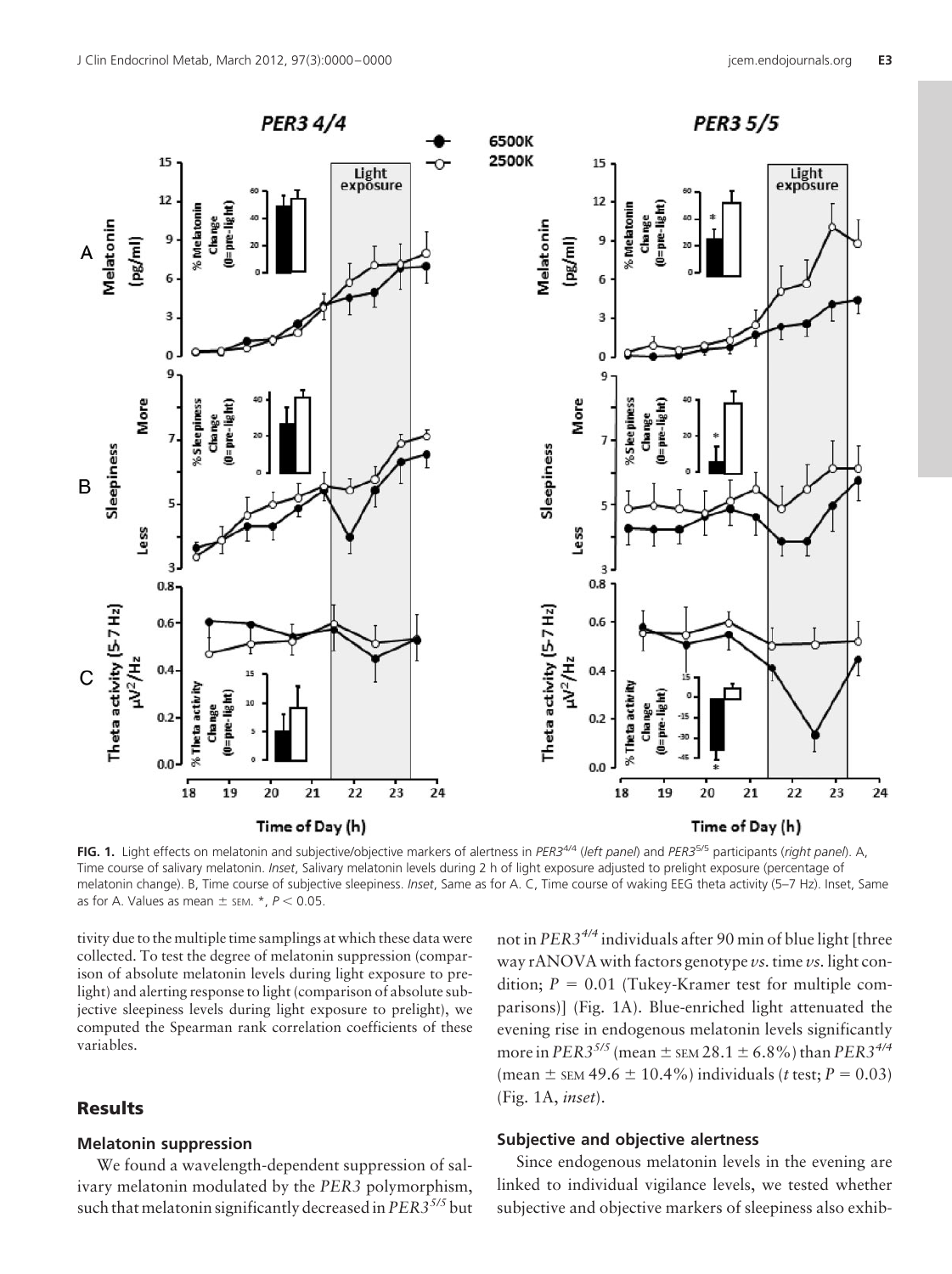**FIG. 1.** Light effects on melatonin and subjective/objective markers of alertness in *PER3*$^{4/4}$ (*left panel*) and *PER3*$^{5/5}$ participants (*right panel*). A, Time course of salivary melatonin. *Inset*, Salivary melatonin levels during 2 h of light exposure adjusted to prelight exposure (percentage of melatonin change). B, Time course of subjective sleepiness. *Inset*, Same as for A. C, Time course of waking EEG theta activity (5–7 Hz). Inset, Same as for A. Values as mean ± SEM. *, $P < 0.05$.

tivity due to the multiple time samplings at which these data were collected. To test the degree of melatonin suppression (comparison of absolute melatonin levels during light exposure to prelight) and alerting response to light (comparison of absolute subjective sleepiness levels during light exposure to prelight), we computed the Spearman rank correlation coefficients of these variables.

## Results

### Melatonin suppression

We found a wavelength-dependent suppression of salivary melatonin modulated by the *PER3* polymorphism, such that melatonin significantly decreased in *PER3*$^{5/5}$ but not in *PER3*$^{4/4}$ individuals after 90 min of blue light [three way rANOVA with factors genotype *vs.* time *vs.* light condition; $P = 0.01$ (Tukey-Kramer test for multiple comparisons)] (Fig. 1A). Blue-enriched light attenuated the evening rise in endogenous melatonin levels significantly more in *PER3*$^{5/5}$ (mean ± SEM 28.1 ± 6.8%) than *PER3*$^{4/4}$ (mean ± SEM 49.6 ± 10.4%) individuals (*t* test; $P = 0.03$) (Fig. 1A, *inset*).

### Subjective and objective alertness

Since endogenous melatonin levels in the evening are linked to individual vigilance levels, we tested whether subjective and objective markers of sleepiness also exhib-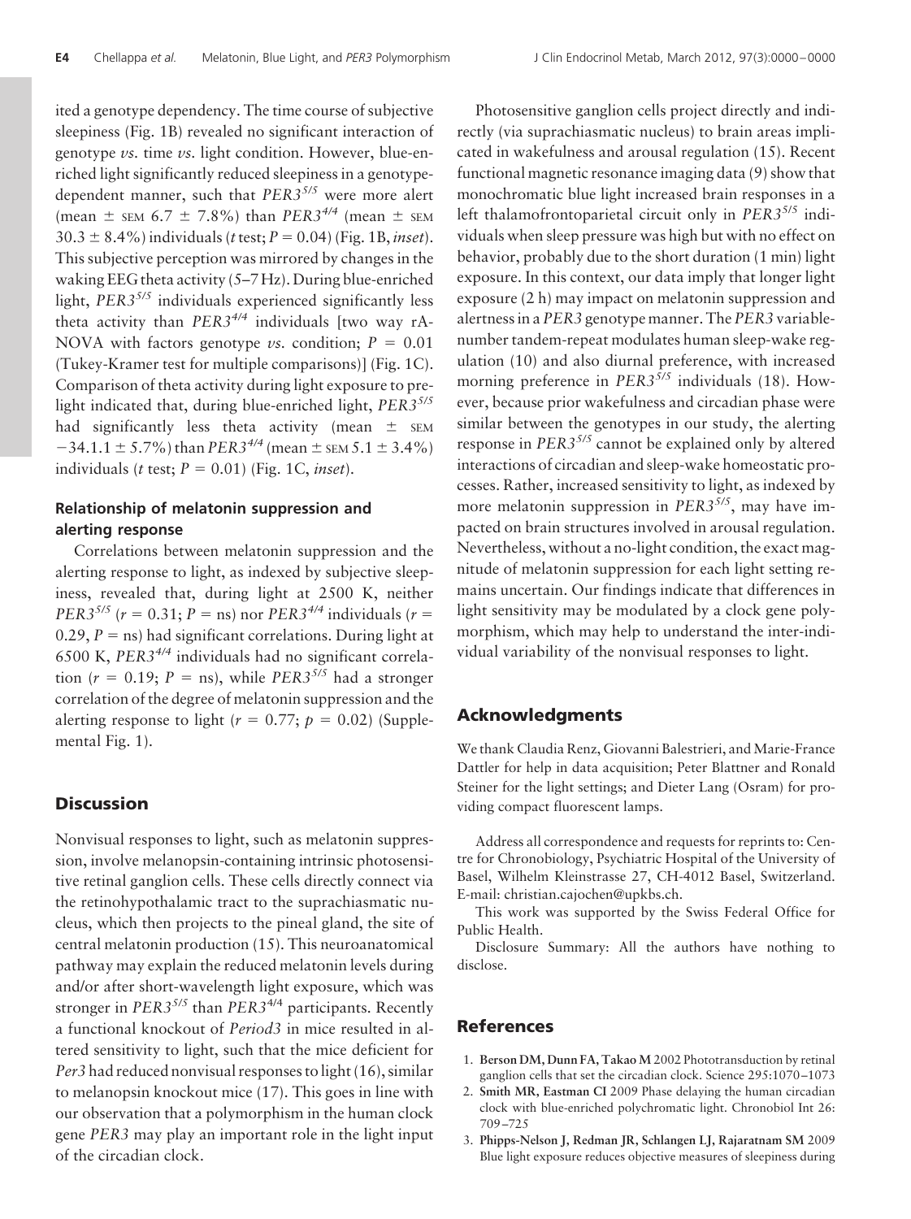ited a genotype dependency. The time course of subjective sleepiness (Fig. 1B) revealed no significant interaction of genotype *vs.* time *vs.* light condition. However, blue-enriched light significantly reduced sleepiness in a genotype-dependent manner, such that $PER3^{5/5}$ were more alert (mean ± SEM 6.7 ± 7.8%) than $PER3^{4/4}$ (mean ± SEM 30.3 ± 8.4%) individuals (*t* test; $P = 0.04$) (Fig. 1B, *inset*). This subjective perception was mirrored by changes in the waking EEG theta activity (5–7 Hz). During blue-enriched light, $PER3^{5/5}$ individuals experienced significantly less theta activity than $PER3^{4/4}$ individuals [two way rANOVA with factors genotype *vs.* condition; $P = 0.01$ (Tukey-Kramer test for multiple comparisons)] (Fig. 1C). Comparison of theta activity during light exposure to prelight indicated that, during blue-enriched light, $PER3^{5/5}$ had significantly less theta activity (mean ± SEM −34.1.1 ± 5.7%) than $PER3^{4/4}$ (mean ± SEM 5.1 ± 3.4%) individuals (*t* test; $P = 0.01$) (Fig. 1C, *inset*).

### Relationship of melatonin suppression and alerting response

Correlations between melatonin suppression and the alerting response to light, as indexed by subjective sleepiness, revealed that, during light at 2500 K, neither $PER3^{5/5}$ ($r = 0.31$; $P =$ ns) nor $PER3^{4/4}$ individuals ($r = 0.29$, $P =$ ns) had significant correlations. During light at 6500 K, $PER3^{4/4}$ individuals had no significant correlation ($r = 0.19$; $P =$ ns), while $PER3^{5/5}$ had a stronger correlation of the degree of melatonin suppression and the alerting response to light ($r = 0.77$; $p = 0.02$) (Supplemental Fig. 1).

## Discussion

Nonvisual responses to light, such as melatonin suppression, involve melanopsin-containing intrinsic photosensitive retinal ganglion cells. These cells directly connect via the retinohypothalamic tract to the suprachiasmatic nucleus, which then projects to the pineal gland, the site of central melatonin production (15). This neuroanatomical pathway may explain the reduced melatonin levels during and/or after short-wavelength light exposure, which was stronger in $PER3^{5/5}$ than $PER3^{4/4}$ participants. Recently a functional knockout of *Period3* in mice resulted in altered sensitivity to light, such that the mice deficient for *Per3* had reduced nonvisual responses to light (16), similar to melanopsin knockout mice (17). This goes in line with our observation that a polymorphism in the human clock gene *PER3* may play an important role in the light input of the circadian clock.

Photosensitive ganglion cells project directly and indirectly (via suprachiasmatic nucleus) to brain areas implicated in wakefulness and arousal regulation (15). Recent functional magnetic resonance imaging data (9) show that monochromatic blue light increased brain responses in a left thalamofrontoparietal circuit only in $PER3^{5/5}$ individuals when sleep pressure was high but with no effect on behavior, probably due to the short duration (1 min) light exposure. In this context, our data imply that longer light exposure (2 h) may impact on melatonin suppression and alertness in a *PER3* genotype manner. The *PER3* variable-number tandem-repeat modulates human sleep-wake regulation (10) and also diurnal preference, with increased morning preference in $PER3^{5/5}$ individuals (18). However, because prior wakefulness and circadian phase were similar between the genotypes in our study, the alerting response in $PER3^{5/5}$ cannot be explained only by altered interactions of circadian and sleep-wake homeostatic processes. Rather, increased sensitivity to light, as indexed by more melatonin suppression in $PER3^{5/5}$, may have impacted on brain structures involved in arousal regulation. Nevertheless, without a no-light condition, the exact magnitude of melatonin suppression for each light setting remains uncertain. Our findings indicate that differences in light sensitivity may be modulated by a clock gene polymorphism, which may help to understand the inter-individual variability of the nonvisual responses to light.

## Acknowledgments

We thank Claudia Renz, Giovanni Balestrieri, and Marie-France Dattler for help in data acquisition; Peter Blattner and Ronald Steiner for the light settings; and Dieter Lang (Osram) for providing compact fluorescent lamps.

Address all correspondence and requests for reprints to: Centre for Chronobiology, Psychiatric Hospital of the University of Basel, Wilhelm Kleinstrasse 27, CH-4012 Basel, Switzerland. E-mail: christian.cajochen@upkbs.ch.

This work was supported by the Swiss Federal Office for Public Health.

Disclosure Summary: All the authors have nothing to disclose.

## References

1. **Berson DM, Dunn FA, Takao M** 2002 Phototransduction by retinal ganglion cells that set the circadian clock. Science 295:1070–1073
2. **Smith MR, Eastman CI** 2009 Phase delaying the human circadian clock with blue-enriched polychromatic light. Chronobiol Int 26: 709–725
3. **Phipps-Nelson J, Redman JR, Schlangen LJ, Rajaratnam SM** 2009 Blue light exposure reduces objective measures of sleepiness during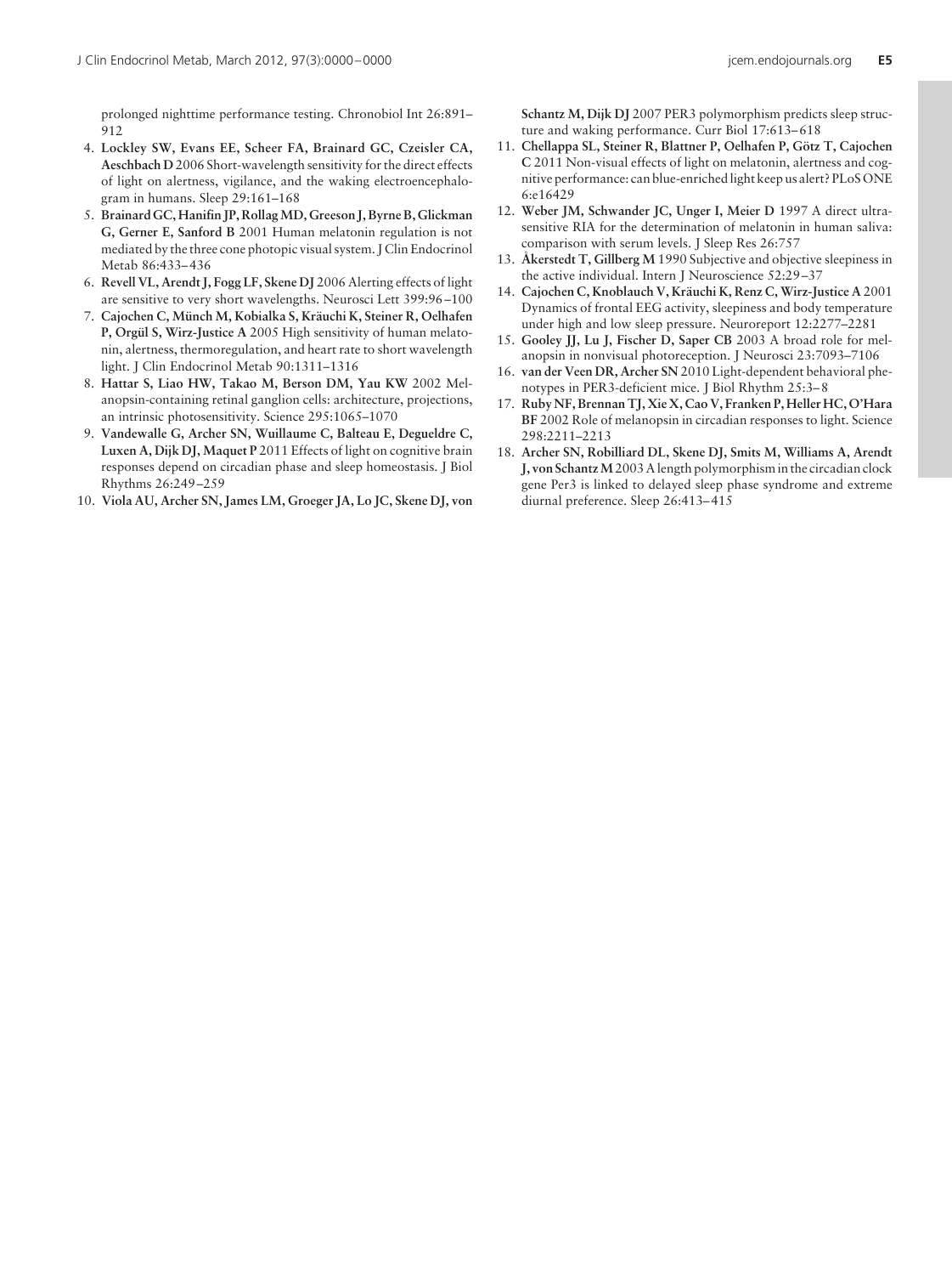prolonged nighttime performance testing. Chronobiol Int 26:891–912

4. **Lockley SW, Evans EE, Scheer FA, Brainard GC, Czeisler CA, Aeschbach D** 2006 Short-wavelength sensitivity for the direct effects of light on alertness, vigilance, and the waking electroencephalogram in humans. Sleep 29:161–168
5. **Brainard GC, Hanifin JP, Rollag MD, Greeson J, Byrne B, Glickman G, Gerner E, Sanford B** 2001 Human melatonin regulation is not mediated by the three cone photopic visual system. J Clin Endocrinol Metab 86:433–436
6. **Revell VL, Arendt J, Fogg LF, Skene DJ** 2006 Alerting effects of light are sensitive to very short wavelengths. Neurosci Lett 399:96–100
7. **Cajochen C, Münch M, Kobialka S, Kräuchi K, Steiner R, Oelhafen P, Orgül S, Wirz-Justice A** 2005 High sensitivity of human melatonin, alertness, thermoregulation, and heart rate to short wavelength light. J Clin Endocrinol Metab 90:1311–1316
8. **Hattar S, Liao HW, Takao M, Berson DM, Yau KW** 2002 Melanopsin-containing retinal ganglion cells: architecture, projections, an intrinsic photosensitivity. Science 295:1065–1070
9. **Vandewalle G, Archer SN, Wuillaume C, Balteau E, Degueldre C, Luxen A, Dijk DJ, Maquet P** 2011 Effects of light on cognitive brain responses depend on circadian phase and sleep homeostasis. J Biol Rhythms 26:249–259
10. **Viola AU, Archer SN, James LM, Groeger JA, Lo JC, Skene DJ, von Schantz M, Dijk DJ** 2007 PER3 polymorphism predicts sleep structure and waking performance. Curr Biol 17:613–618
11. **Chellappa SL, Steiner R, Blattner P, Oelhafen P, Götz T, Cajochen C** 2011 Non-visual effects of light on melatonin, alertness and cognitive performance: can blue-enriched light keep us alert? PLoS ONE 6:e16429
12. **Weber JM, Schwander JC, Unger I, Meier D** 1997 A direct ultrasensitive RIA for the determination of melatonin in human saliva: comparison with serum levels. J Sleep Res 26:757
13. **Åkerstedt T, Gillberg M** 1990 Subjective and objective sleepiness in the active individual. Intern J Neuroscience 52:29–37
14. **Cajochen C, Knoblauch V, Kräuchi K, Renz C, Wirz-Justice A** 2001 Dynamics of frontal EEG activity, sleepiness and body temperature under high and low sleep pressure. Neuroreport 12:2277–2281
15. **Gooley JJ, Lu J, Fischer D, Saper CB** 2003 A broad role for melanopsin in nonvisual photoreception. J Neurosci 23:7093–7106
16. **van der Veen DR, Archer SN** 2010 Light-dependent behavioral phenotypes in PER3-deficient mice. J Biol Rhythm 25:3–8
17. **Ruby NF, Brennan TJ, Xie X, Cao V, Franken P, Heller HC, O'Hara BF** 2002 Role of melanopsin in circadian responses to light. Science 298:2211–2213
18. **Archer SN, Robilliard DL, Skene DJ, Smits M, Williams A, Arendt J, von Schantz M** 2003 A length polymorphism in the circadian clock gene Per3 is linked to delayed sleep phase syndrome and extreme diurnal preference. Sleep 26:413–415